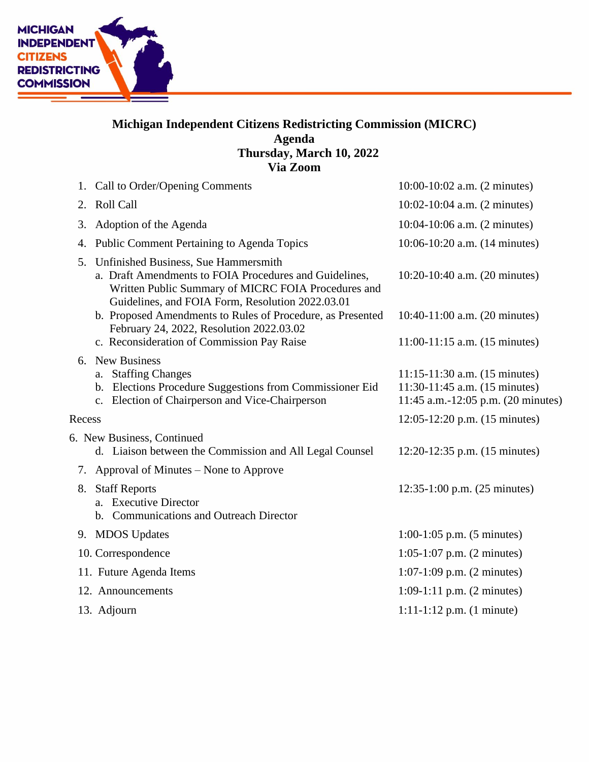# Michigan Independent Citizens Redistricting Commission (MICRC)
## Agenda
## Thursday, March 10, 2022
## Via Zoom

| Item | Time |
|---|---|
| 1. Call to Order/Opening Comments | 10:00-10:02 a.m. (2 minutes) |
| 2. Roll Call | 10:02-10:04 a.m. (2 minutes) |
| 3. Adoption of the Agenda | 10:04-10:06 a.m. (2 minutes) |
| 4. Public Comment Pertaining to Agenda Topics | 10:06-10:20 a.m. (14 minutes) |
| 5. Unfinished Business, Sue Hammersmith | |
| a. Draft Amendments to FOIA Procedures and Guidelines, Written Public Summary of MICRC FOIA Procedures and Guidelines, and FOIA Form, Resolution 2022.03.01 | 10:20-10:40 a.m. (20 minutes) |
| b. Proposed Amendments to Rules of Procedure, as Presented February 24, 2022, Resolution 2022.03.02 | 10:40-11:00 a.m. (20 minutes) |
| c. Reconsideration of Commission Pay Raise | 11:00-11:15 a.m. (15 minutes) |
| 6. New Business | |
| a. Staffing Changes | 11:15-11:30 a.m. (15 minutes) |
| b. Elections Procedure Suggestions from Commissioner Eid | 11:30-11:45 a.m. (15 minutes) |
| c. Election of Chairperson and Vice-Chairperson | 11:45 a.m.-12:05 p.m. (20 minutes) |
| Recess | 12:05-12:20 p.m. (15 minutes) |
| 6. New Business, Continued | |
| d. Liaison between the Commission and All Legal Counsel | 12:20-12:35 p.m. (15 minutes) |
| 7. Approval of Minutes – None to Approve | |
| 8. Staff Reports | 12:35-1:00 p.m. (25 minutes) |
| a. Executive Director | |
| b. Communications and Outreach Director | |
| 9. MDOS Updates | 1:00-1:05 p.m. (5 minutes) |
| 10. Correspondence | 1:05-1:07 p.m. (2 minutes) |
| 11. Future Agenda Items | 1:07-1:09 p.m. (2 minutes) |
| 12. Announcements | 1:09-1:11 p.m. (2 minutes) |
| 13. Adjourn | 1:11-1:12 p.m. (1 minute) |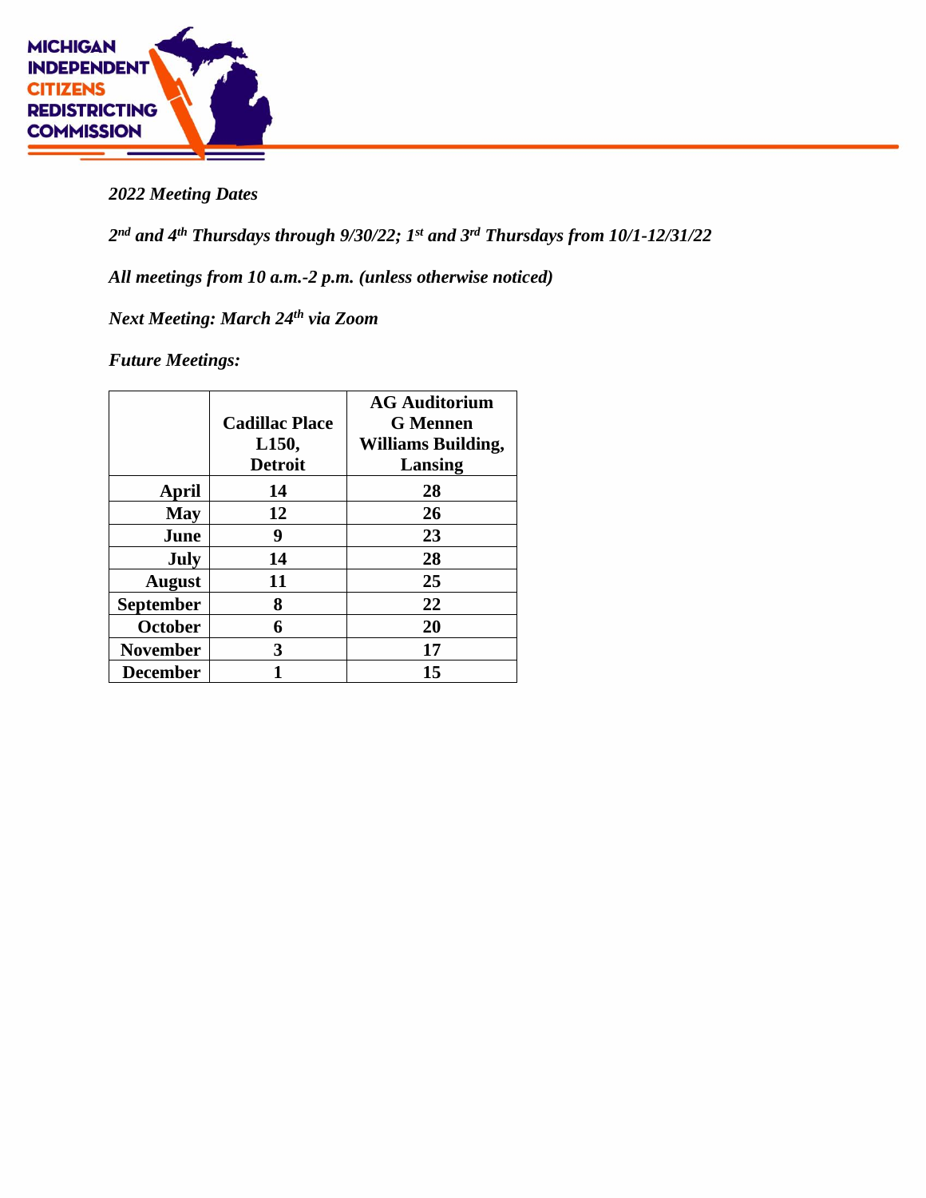*2022 Meeting Dates*

*2nd and 4th Thursdays through 9/30/22; 1st and 3rd Thursdays from 10/1-12/31/22*

*All meetings from 10 a.m.-2 p.m. (unless otherwise noticed)*

*Next Meeting: March 24th via Zoom*

*Future Meetings:*

| | Cadillac Place L150, Detroit | AG Auditorium G Mennen Williams Building, Lansing |
|---|---|---|
| **April** | **14** | **28** |
| **May** | **12** | **26** |
| **June** | **9** | **23** |
| **July** | **14** | **28** |
| **August** | **11** | **25** |
| **September** | **8** | **22** |
| **October** | **6** | **20** |
| **November** | **3** | **17** |
| **December** | **1** | **15** |